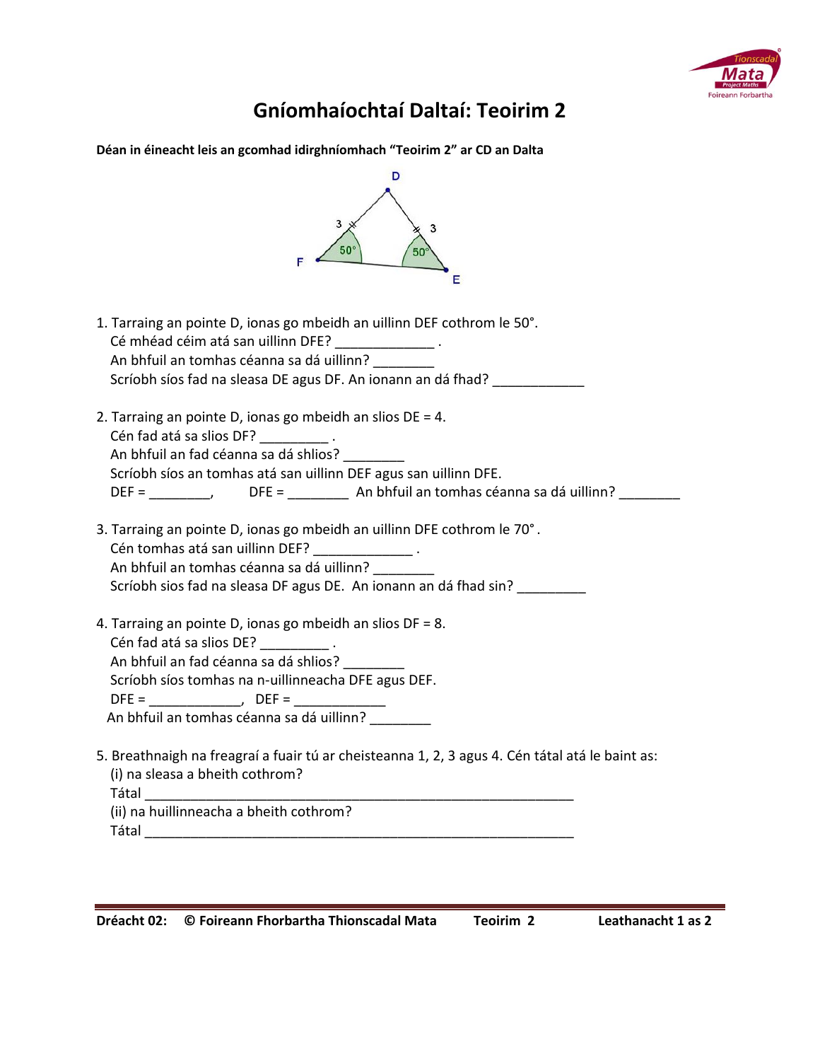# Gníomhaíochtaí Daltaí: Teoirim 2

**Déan in éineacht leis an gcomhad idirghníomhach "Teoirim 2" ar CD an Dalta**

1. Tarraing an pointe D, ionas go mbeidh an uillinn DEF cothrom le 50°.
   Cé mhéad céim atá san uillinn DFE? _____________ .
   An bhfuil an tomhas céanna sa dá uillinn? ________
   Scríobh síos fad na sleasa DE agus DF. An ionann an dá fhad? ____________

2. Tarraing an pointe D, ionas go mbeidh an slios DE = 4.
   Cén fad atá sa slios DF? _________ .
   An bhfuil an fad céanna sa dá shlios? ________
   Scríobh síos an tomhas atá san uillinn DEF agus san uillinn DFE.
   DEF = ________, DFE = ________ An bhfuil an tomhas céanna sa dá uillinn? ________

3. Tarraing an pointe D, ionas go mbeidh an uillinn DFE cothrom le 70°.
   Cén tomhas atá san uillinn DEF? _____________ .
   An bhfuil an tomhas céanna sa dá uillinn? ________
   Scríobh sios fad na sleasa DF agus DE. An ionann an dá fhad sin? _________

4. Tarraing an pointe D, ionas go mbeidh an slios DF = 8.
   Cén fad atá sa slios DE? _________ .
   An bhfuil an fad céanna sa dá shlios? ________
   Scríobh síos tomhas na n-uillinneacha DFE agus DEF.
   DFE = ____________, DEF = ____________
   An bhfuil an tomhas céanna sa dá uillinn? ________

5. Breathnaigh na freagraí a fuair tú ar cheisteanna 1, 2, 3 agus 4. Cén tátal atá le baint as:
   (i) na sleasa a bheith cothrom?
   Tátal _________________________________________________________
   (ii) na huillinneacha a bheith cothrom?
   Tátal _________________________________________________________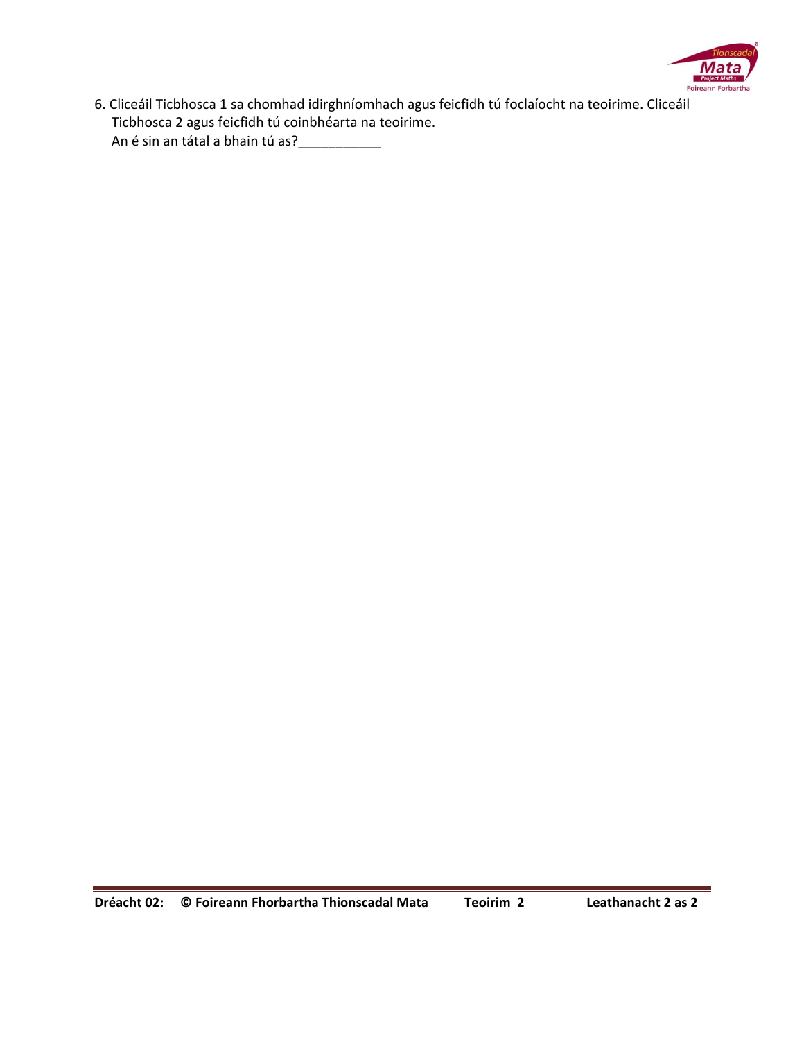6. Cliceáil Ticbhosca 1 sa chomhad idirghníomhach agus feicfidh tú foclaíocht na teoirime. Cliceáil Ticbhosca 2 agus feicfidh tú coinbhéarta na teoirime.
   An é sin an tátal a bhain tú as?___________